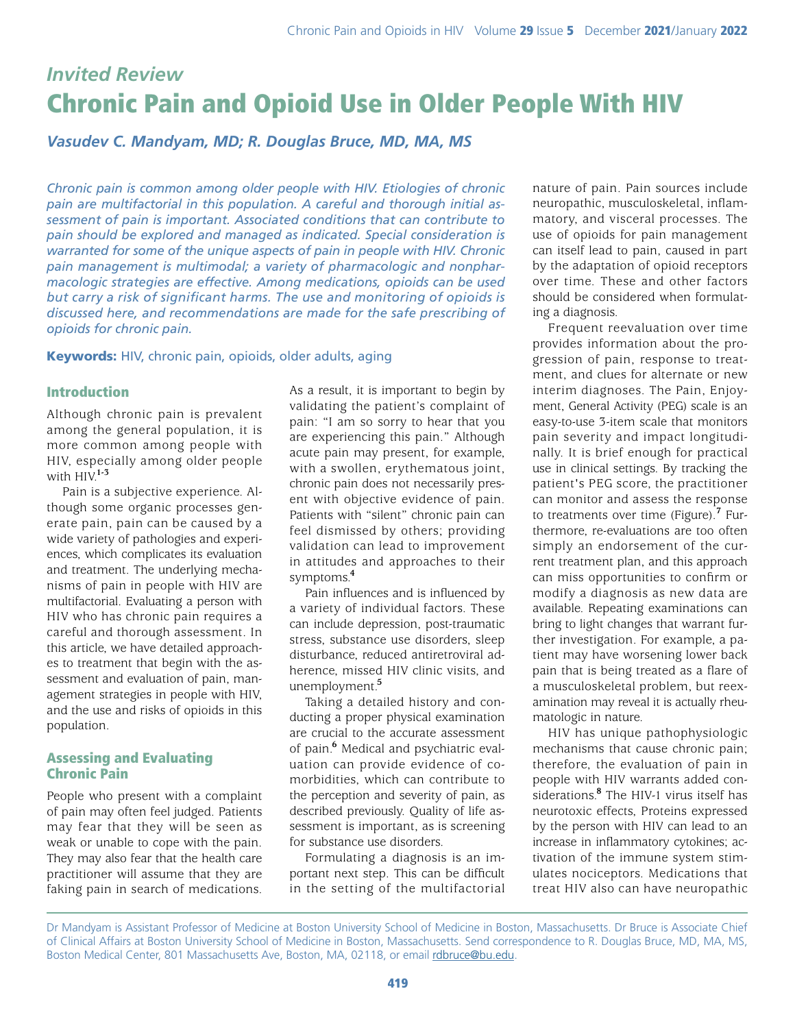## Invited Review

# Chronic Pain and Opioid Use in Older People With HIV

***Vasudev C. Mandyam, MD; R. Douglas Bruce, MD, MA, MS***

*Chronic pain is common among older people with HIV. Etiologies of chronic pain are multifactorial in this population. A careful and thorough initial assessment of pain is important. Associated conditions that can contribute to pain should be explored and managed as indicated. Special consideration is warranted for some of the unique aspects of pain in people with HIV. Chronic pain management is multimodal; a variety of pharmacologic and nonpharmacologic strategies are effective. Among medications, opioids can be used but carry a risk of significant harms. The use and monitoring of opioids is discussed here, and recommendations are made for the safe prescribing of opioids for chronic pain.*

**Keywords:** HIV, chronic pain, opioids, older adults, aging

## Introduction

Although chronic pain is prevalent among the general population, it is more common among people with HIV, especially among older people with HIV.[1-3]

Pain is a subjective experience. Although some organic processes generate pain, pain can be caused by a wide variety of pathologies and experiences, which complicates its evaluation and treatment. The underlying mechanisms of pain in people with HIV are multifactorial. Evaluating a person with HIV who has chronic pain requires a careful and thorough assessment. In this article, we have detailed approaches to treatment that begin with the assessment and evaluation of pain, management strategies in people with HIV, and the use and risks of opioids in this population.

## Assessing and Evaluating Chronic Pain

People who present with a complaint of pain may often feel judged. Patients may fear that they will be seen as weak or unable to cope with the pain. They may also fear that the health care practitioner will assume that they are faking pain in search of medications. As a result, it is important to begin by validating the patient's complaint of pain: "I am so sorry to hear that you are experiencing this pain." Although acute pain may present, for example, with a swollen, erythematous joint, chronic pain does not necessarily present with objective evidence of pain. Patients with "silent" chronic pain can feel dismissed by others; providing validation can lead to improvement in attitudes and approaches to their symptoms.[4]

Pain influences and is influenced by a variety of individual factors. These can include depression, post-traumatic stress, substance use disorders, sleep disturbance, reduced antiretroviral adherence, missed HIV clinic visits, and unemployment.[5]

Taking a detailed history and conducting a proper physical examination are crucial to the accurate assessment of pain.[6] Medical and psychiatric evaluation can provide evidence of comorbidities, which can contribute to the perception and severity of pain, as described previously. Quality of life assessment is important, as is screening for substance use disorders.

Formulating a diagnosis is an important next step. This can be difficult in the setting of the multifactorial nature of pain. Pain sources include neuropathic, musculoskeletal, inflammatory, and visceral processes. The use of opioids for pain management can itself lead to pain, caused in part by the adaptation of opioid receptors over time. These and other factors should be considered when formulating a diagnosis.

Frequent reevaluation over time provides information about the progression of pain, response to treatment, and clues for alternate or new interim diagnoses. The Pain, Enjoyment, General Activity (PEG) scale is an easy-to-use 3-item scale that monitors pain severity and impact longitudinally. It is brief enough for practical use in clinical settings. By tracking the patient's PEG score, the practitioner can monitor and assess the response to treatments over time (Figure).[7] Furthermore, re-evaluations are too often simply an endorsement of the current treatment plan, and this approach can miss opportunities to confirm or modify a diagnosis as new data are available. Repeating examinations can bring to light changes that warrant further investigation. For example, a patient may have worsening lower back pain that is being treated as a flare of a musculoskeletal problem, but reexamination may reveal it is actually rheumatologic in nature.

HIV has unique pathophysiologic mechanisms that cause chronic pain; therefore, the evaluation of pain in people with HIV warrants added considerations.[8] The HIV-1 virus itself has neurotoxic effects, Proteins expressed by the person with HIV can lead to an increase in inflammatory cytokines; activation of the immune system stimulates nociceptors. Medications that treat HIV also can have neuropathic

Dr Mandyam is Assistant Professor of Medicine at Boston University School of Medicine in Boston, Massachusetts. Dr Bruce is Associate Chief of Clinical Affairs at Boston University School of Medicine in Boston, Massachusetts. Send correspondence to R. Douglas Bruce, MD, MA, MS, Boston Medical Center, 801 Massachusetts Ave, Boston, MA, 02118, or email rdbruce@bu.edu.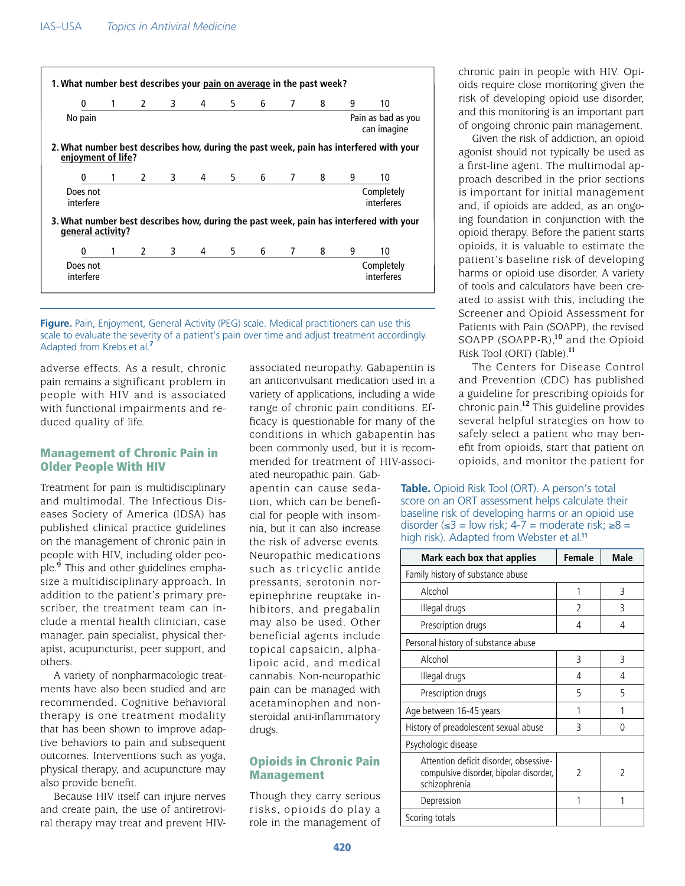**1. What number best describes your pain on average in the past week?**

| 0 | 1 | 2 | 3 | 4 | 5 | 6 | 7 | 8 | 9 | 10 |
|---|---|---|---|---|---|---|---|---|---|---|
| No pain | | | | | | | | | | Pain as bad as you can imagine |

**2. What number best describes how, during the past week, pain has interfered with your enjoyment of life?**

| 0 | 1 | 2 | 3 | 4 | 5 | 6 | 7 | 8 | 9 | 10 |
|---|---|---|---|---|---|---|---|---|---|---|
| Does not interfere | | | | | | | | | | Completely interferes |

**3. What number best describes how, during the past week, pain has interfered with your general activity?**

| 0 | 1 | 2 | 3 | 4 | 5 | 6 | 7 | 8 | 9 | 10 |
|---|---|---|---|---|---|---|---|---|---|---|
| Does not interfere | | | | | | | | | | Completely interferes |

**Figure.** Pain, Enjoyment, General Activity (PEG) scale. Medical practitioners can use this scale to evaluate the severity of a patient's pain over time and adjust treatment accordingly. Adapted from Krebs et al.[7]

adverse effects. As a result, chronic pain remains a significant problem in people with HIV and is associated with functional impairments and reduced quality of life.

## Management of Chronic Pain in Older People With HIV

Treatment for pain is multidisciplinary and multimodal. The Infectious Diseases Society of America (IDSA) has published clinical practice guidelines on the management of chronic pain in people with HIV, including older people.[9] This and other guidelines emphasize a multidisciplinary approach. In addition to the patient's primary prescriber, the treatment team can include a mental health clinician, case manager, pain specialist, physical therapist, acupuncturist, peer support, and others.

A variety of nonpharmacologic treatments have also been studied and are recommended. Cognitive behavioral therapy is one treatment modality that has been shown to improve adaptive behaviors to pain and subsequent outcomes. Interventions such as yoga, physical therapy, and acupuncture may also provide benefit.

Because HIV itself can injure nerves and create pain, the use of antiretroviral therapy may treat and prevent HIV-associated neuropathy. Gabapentin is an anticonvulsant medication used in a variety of applications, including a wide range of chronic pain conditions. Efficacy is questionable for many of the conditions in which gabapentin has been commonly used, but it is recommended for treatment of HIV-associated neuropathic pain. Gabapentin can cause sedation, which can be beneficial for people with insomnia, but it can also increase the risk of adverse events. Neuropathic medications such as tricyclic antidepressants, serotonin norepinephrine reuptake inhibitors, and pregabalin may also be used. Other beneficial agents include topical capsaicin, alpha-lipoic acid, and medical cannabis. Non-neuropathic pain can be managed with acetaminophen and nonsteroidal anti-inflammatory drugs.

## Opioids in Chronic Pain Management

Though they carry serious risks, opioids do play a role in the management of chronic pain in people with HIV. Opioids require close monitoring given the risk of developing opioid use disorder, and this monitoring is an important part of ongoing chronic pain management.

Given the risk of addiction, an opioid agonist should not typically be used as a first-line agent. The multimodal approach described in the prior sections is important for initial management and, if opioids are added, as an ongoing foundation in conjunction with the opioid therapy. Before the patient starts opioids, it is valuable to estimate the patient's baseline risk of developing harms or opioid use disorder. A variety of tools and calculators have been created to assist with this, including the Screener and Opioid Assessment for Patients with Pain (SOAPP), the revised SOAPP (SOAPP-R),[10] and the Opioid Risk Tool (ORT) (Table).[11]

The Centers for Disease Control and Prevention (CDC) has published a guideline for prescribing opioids for chronic pain.[12] This guideline provides several helpful strategies on how to safely select a patient who may benefit from opioids, start that patient on opioids, and monitor the patient for

**Table.** Opioid Risk Tool (ORT). A person's total score on an ORT assessment helps calculate their baseline risk of developing harms or an opioid use disorder (≤3 = low risk; 4-7 = moderate risk; ≥8 = high risk). Adapted from Webster et al.[11]

| Mark each box that applies | Female | Male |
|---|---|---|
| Family history of substance abuse | | |
| Alcohol | 1 | 3 |
| Illegal drugs | 2 | 3 |
| Prescription drugs | 4 | 4 |
| Personal history of substance abuse | | |
| Alcohol | 3 | 3 |
| Illegal drugs | 4 | 4 |
| Prescription drugs | 5 | 5 |
| Age between 16-45 years | 1 | 1 |
| History of preadolescent sexual abuse | 3 | 0 |
| Psychologic disease | | |
| Attention deficit disorder, obsessive-compulsive disorder, bipolar disorder, schizophrenia | 2 | 2 |
| Depression | 1 | 1 |
| Scoring totals | | |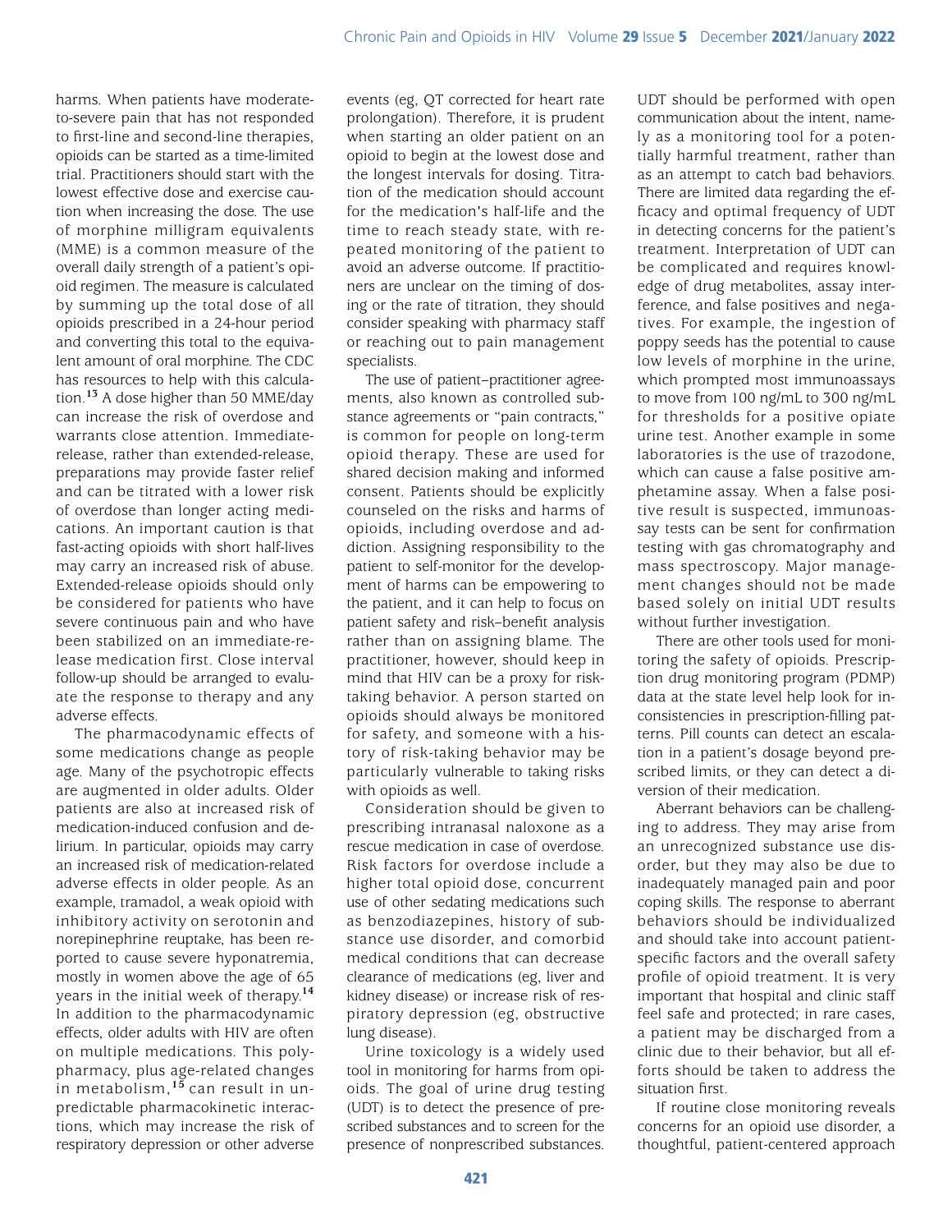harms. When patients have moderate-to-severe pain that has not responded to first-line and second-line therapies, opioids can be started as a time-limited trial. Practitioners should start with the lowest effective dose and exercise caution when increasing the dose. The use of morphine milligram equivalents (MME) is a common measure of the overall daily strength of a patient's opioid regimen. The measure is calculated by summing up the total dose of all opioids prescribed in a 24-hour period and converting this total to the equivalent amount of oral morphine. The CDC has resources to help with this calculation.[13] A dose higher than 50 MME/day can increase the risk of overdose and warrants close attention. Immediate-release, rather than extended-release, preparations may provide faster relief and can be titrated with a lower risk of overdose than longer acting medications. An important caution is that fast-acting opioids with short half-lives may carry an increased risk of abuse. Extended-release opioids should only be considered for patients who have severe continuous pain and who have been stabilized on an immediate-release medication first. Close interval follow-up should be arranged to evaluate the response to therapy and any adverse effects.

The pharmacodynamic effects of some medications change as people age. Many of the psychotropic effects are augmented in older adults. Older patients are also at increased risk of medication-induced confusion and delirium. In particular, opioids may carry an increased risk of medication-related adverse effects in older people. As an example, tramadol, a weak opioid with inhibitory activity on serotonin and norepinephrine reuptake, has been reported to cause severe hyponatremia, mostly in women above the age of 65 years in the initial week of therapy.[14] In addition to the pharmacodynamic effects, older adults with HIV are often on multiple medications. This polypharmacy, plus age-related changes in metabolism,[15] can result in unpredictable pharmacokinetic interactions, which may increase the risk of respiratory depression or other adverse events (eg, QT corrected for heart rate prolongation). Therefore, it is prudent when starting an older patient on an opioid to begin at the lowest dose and the longest intervals for dosing. Titration of the medication should account for the medication's half-life and the time to reach steady state, with repeated monitoring of the patient to avoid an adverse outcome. If practitioners are unclear on the timing of dosing or the rate of titration, they should consider speaking with pharmacy staff or reaching out to pain management specialists.

The use of patient–practitioner agreements, also known as controlled substance agreements or "pain contracts," is common for people on long-term opioid therapy. These are used for shared decision making and informed consent. Patients should be explicitly counseled on the risks and harms of opioids, including overdose and addiction. Assigning responsibility to the patient to self-monitor for the development of harms can be empowering to the patient, and it can help to focus on patient safety and risk–benefit analysis rather than on assigning blame. The practitioner, however, should keep in mind that HIV can be a proxy for risk-taking behavior. A person started on opioids should always be monitored for safety, and someone with a history of risk-taking behavior may be particularly vulnerable to taking risks with opioids as well.

Consideration should be given to prescribing intranasal naloxone as a rescue medication in case of overdose. Risk factors for overdose include a higher total opioid dose, concurrent use of other sedating medications such as benzodiazepines, history of substance use disorder, and comorbid medical conditions that can decrease clearance of medications (eg, liver and kidney disease) or increase risk of respiratory depression (eg, obstructive lung disease).

Urine toxicology is a widely used tool in monitoring for harms from opioids. The goal of urine drug testing (UDT) is to detect the presence of prescribed substances and to screen for the presence of nonprescribed substances. UDT should be performed with open communication about the intent, namely as a monitoring tool for a potentially harmful treatment, rather than as an attempt to catch bad behaviors. There are limited data regarding the efficacy and optimal frequency of UDT in detecting concerns for the patient's treatment. Interpretation of UDT can be complicated and requires knowledge of drug metabolites, assay interference, and false positives and negatives. For example, the ingestion of poppy seeds has the potential to cause low levels of morphine in the urine, which prompted most immunoassays to move from 100 ng/mL to 300 ng/mL for thresholds for a positive opiate urine test. Another example in some laboratories is the use of trazodone, which can cause a false positive amphetamine assay. When a false positive result is suspected, immunoassay tests can be sent for confirmation testing with gas chromatography and mass spectroscopy. Major management changes should not be made based solely on initial UDT results without further investigation.

There are other tools used for monitoring the safety of opioids. Prescription drug monitoring program (PDMP) data at the state level help look for inconsistencies in prescription-filling patterns. Pill counts can detect an escalation in a patient's dosage beyond prescribed limits, or they can detect a diversion of their medication.

Aberrant behaviors can be challenging to address. They may arise from an unrecognized substance use disorder, but they may also be due to inadequately managed pain and poor coping skills. The response to aberrant behaviors should be individualized and should take into account patient-specific factors and the overall safety profile of opioid treatment. It is very important that hospital and clinic staff feel safe and protected; in rare cases, a patient may be discharged from a clinic due to their behavior, but all efforts should be taken to address the situation first.

If routine close monitoring reveals concerns for an opioid use disorder, a thoughtful, patient-centered approach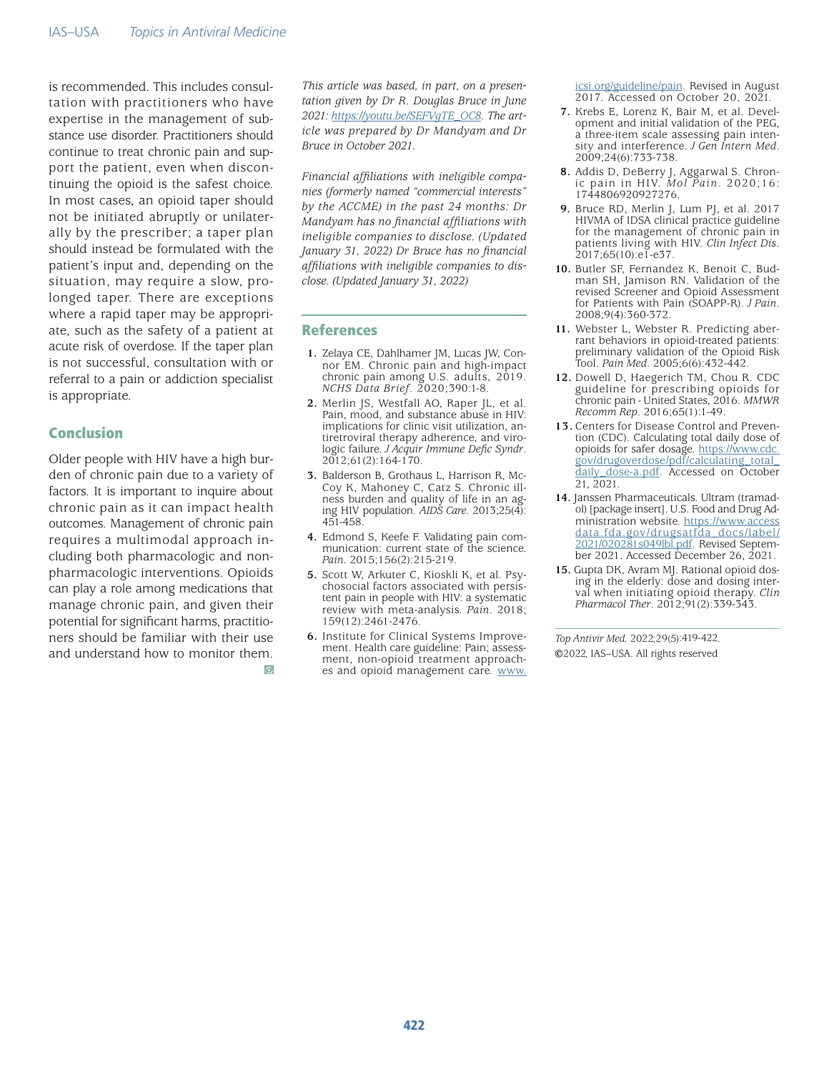is recommended. This includes consultation with practitioners who have expertise in the management of substance use disorder. Practitioners should continue to treat chronic pain and support the patient, even when discontinuing the opioid is the safest choice. In most cases, an opioid taper should not be initiated abruptly or unilaterally by the prescriber; a taper plan should instead be formulated with the patient's input and, depending on the situation, may require a slow, prolonged taper. There are exceptions where a rapid taper may be appropriate, such as the safety of a patient at acute risk of overdose. If the taper plan is not successful, consultation with or referral to a pain or addiction specialist is appropriate.

## Conclusion

Older people with HIV have a high burden of chronic pain due to a variety of factors. It is important to inquire about chronic pain as it can impact health outcomes. Management of chronic pain requires a multimodal approach including both pharmacologic and nonpharmacologic interventions. Opioids can play a role among medications that manage chronic pain, and given their potential for significant harms, practitioners should be familiar with their use and understand how to monitor them.

*This article was based, in part, on a presentation given by Dr R. Douglas Bruce in June 2021: https://youtu.be/SEFVgTE_OC8. The article was prepared by Dr Mandyam and Dr Bruce in October 2021.*

*Financial affiliations with ineligible companies (formerly named "commercial interests" by the ACCME) in the past 24 months: Dr Mandyam has no financial affiliations with ineligible companies to disclose. (Updated January 31, 2022) Dr Bruce has no financial affiliations with ineligible companies to disclose. (Updated January 31, 2022)*

## References

1. Zelaya CE, Dahlhamer JM, Lucas JW, Connor EM. Chronic pain and high-impact chronic pain among U.S. adults, 2019. *NCHS Data Brief*. 2020;390:1-8.
2. Merlin JS, Westfall AO, Raper JL, et al. Pain, mood, and substance abuse in HIV: implications for clinic visit utilization, antiretroviral therapy adherence, and virologic failure. *J Acquir Immune Defic Syndr*. 2012;61(2):164-170.
3. Balderson B, Grothaus L, Harrison R, McCoy K, Mahoney C, Catz S. Chronic illness burden and quality of life in an aging HIV population. *AIDS Care*. 2013;25(4):451-458.
4. Edmond S, Keefe F. Validating pain communication: current state of the science. *Pain*. 2015;156(2):215-219.
5. Scott W, Arkuter C, Kioskli K, et al. Psychosocial factors associated with persistent pain in people with HIV: a systematic review with meta-analysis. *Pain*. 2018;159(12):2461-2476.
6. Institute for Clinical Systems Improvement. Health care guideline: Pain; assessment, non-opioid treatment approaches and opioid management care. www.icsi.org/guideline/pain. Revised in August 2017. Accessed on October 20, 2021.
7. Krebs E, Lorenz K, Bair M, et al. Development and initial validation of the PEG, a three-item scale assessing pain intensity and interference. *J Gen Intern Med*. 2009;24(6):733-738.
8. Addis D, DeBerry J, Aggarwal S. Chronic pain in HIV. *Mol Pain*. 2020;16:1744806920927276.
9. Bruce RD, Merlin J, Lum PJ, et al. 2017 HIVMA of IDSA clinical practice guideline for the management of chronic pain in patients living with HIV. *Clin Infect Dis*. 2017;65(10):e1-e37.
10. Butler SF, Fernandez K, Benoit C, Budman SH, Jamison RN. Validation of the revised Screener and Opioid Assessment for Patients with Pain (SOAPP-R). *J Pain*. 2008;9(4):360-372.
11. Webster L, Webster R. Predicting aberrant behaviors in opioid-treated patients: preliminary validation of the Opioid Risk Tool. *Pain Med*. 2005;6(6):432-442.
12. Dowell D, Haegerich TM, Chou R. CDC guideline for prescribing opioids for chronic pain - United States, 2016. *MMWR Recomm Rep*. 2016;65(1):1-49.
13. Centers for Disease Control and Prevention (CDC). Calculating total daily dose of opioids for safer dosage. https://www.cdc.gov/drugoverdose/pdf/calculating_total_daily_dose-a.pdf. Accessed on October 21, 2021.
14. Janssen Pharmaceuticals. Ultram (tramadol) [package insert]. U.S. Food and Drug Administration website. https://www.accessdata.fda.gov/drugsatfda_docs/label/2021/020281s049lbl.pdf. Revised September 2021. Accessed December 26, 2021.
15. Gupta DK, Avram MJ. Rational opioid dosing in the elderly: dose and dosing interval when initiating opioid therapy. *Clin Pharmacol Ther*. 2012;91(2):339-343.

©2022, IAS–USA. All rights reserved